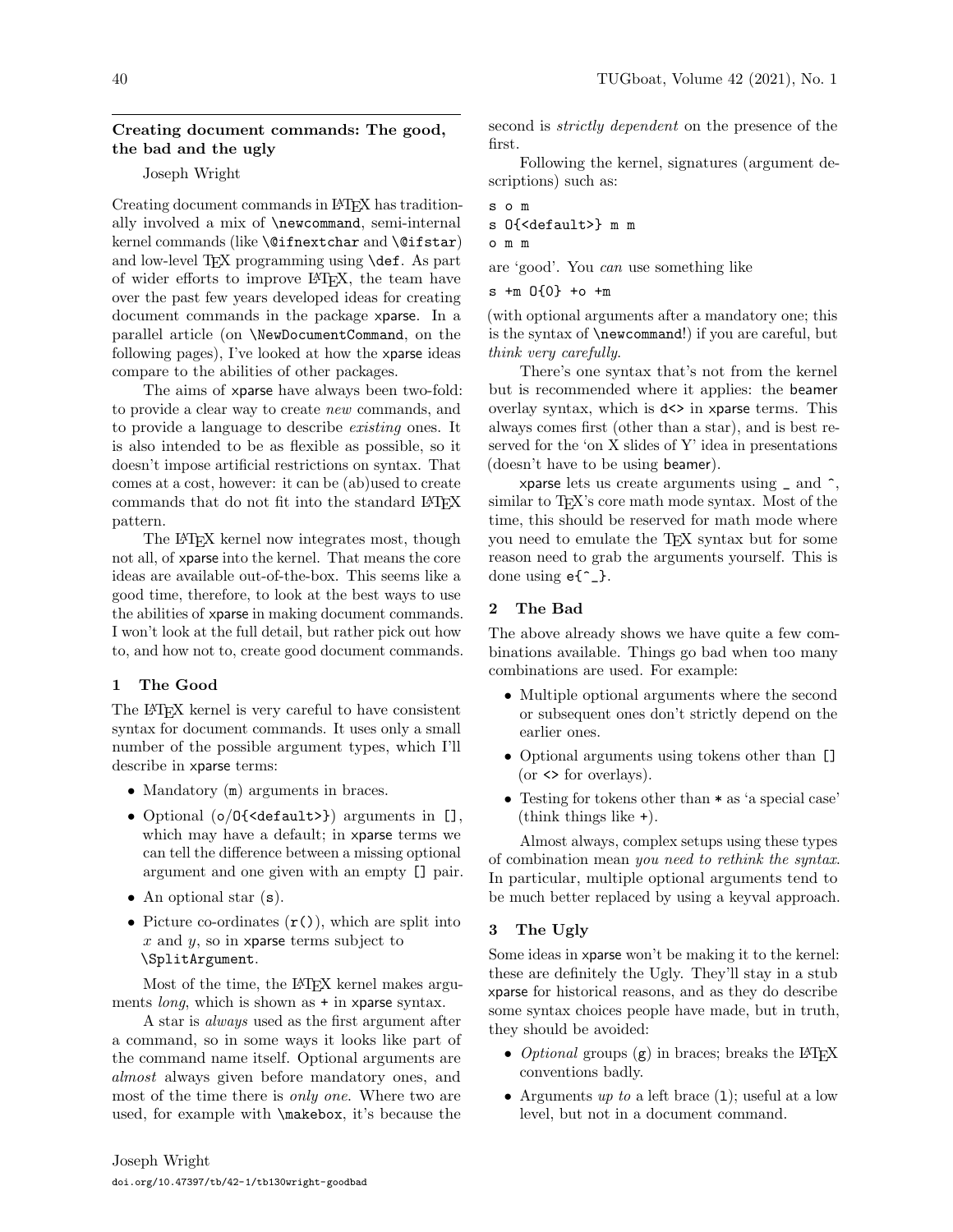# Creating document commands: The good, the bad and the ugly

Joseph Wright

Creating document commands in LaTeX has traditionally involved a mix of `\newcommand`, semi-internal kernel commands (like `\@ifnextchar` and `\@ifstar`) and low-level TeX programming using `\def`. As part of wider efforts to improve LaTeX, the team have over the past few years developed ideas for creating document commands in the package xparse. In a parallel article (on `\NewDocumentCommand`, on the following pages), I've looked at how the xparse ideas compare to the abilities of other packages.

The aims of xparse have always been two-fold: to provide a clear way to create *new* commands, and to provide a language to describe *existing* ones. It is also intended to be as flexible as possible, so it doesn't impose artificial restrictions on syntax. That comes at a cost, however: it can be (ab)used to create commands that do not fit into the standard LaTeX pattern.

The LaTeX kernel now integrates most, though not all, of xparse into the kernel. That means the core ideas are available out-of-the-box. This seems like a good time, therefore, to look at the best ways to use the abilities of xparse in making document commands. I won't look at the full detail, but rather pick out how to, and how not to, create good document commands.

## 1 The Good

The LaTeX kernel is very careful to have consistent syntax for document commands. It uses only a small number of the possible argument types, which I'll describe in xparse terms:

- Mandatory (`m`) arguments in braces.
- Optional (`o`/`O{<default>}`) arguments in `[]`, which may have a default; in xparse terms we can tell the difference between a missing optional argument and one given with an empty `[]` pair.
- An optional star (`s`).
- Picture co-ordinates (`r()`), which are split into $x$ and $y$, so in xparse terms subject to `\SplitArgument`.

Most of the time, the LaTeX kernel makes arguments *long*, which is shown as `+` in xparse syntax.

A star is *always* used as the first argument after a command, so in some ways it looks like part of the command name itself. Optional arguments are *almost* always given before mandatory ones, and most of the time there is *only one*. Where two are used, for example with `\makebox`, it's because the second is *strictly dependent* on the presence of the first.

Following the kernel, signatures (argument descriptions) such as:

```
s o m
s O{<default>} m m
o m m
```

are 'good'. You *can* use something like

```
s +m O{0} +o +m
```

(with optional arguments after a mandatory one; this is the syntax of `\newcommand`!) if you are careful, but *think very carefully*.

There's one syntax that's not from the kernel but is recommended where it applies: the beamer overlay syntax, which is `d<>` in xparse terms. This always comes first (other than a star), and is best reserved for the 'on X slides of Y' idea in presentations (doesn't have to be using beamer).

xparse lets us create arguments using `_` and `^`, similar to TeX's core math mode syntax. Most of the time, this should be reserved for math mode where you need to emulate the TeX syntax but for some reason need to grab the arguments yourself. This is done using `e{^_}`.

## 2 The Bad

The above already shows we have quite a few combinations available. Things go bad when too many combinations are used. For example:

- Multiple optional arguments where the second or subsequent ones don't strictly depend on the earlier ones.
- Optional arguments using tokens other than `[]` (or `<>` for overlays).
- Testing for tokens other than `*` as 'a special case' (think things like `+`).

Almost always, complex setups using these types of combination mean *you need to rethink the syntax*. In particular, multiple optional arguments tend to be much better replaced by using a keyval approach.

## 3 The Ugly

Some ideas in xparse won't be making it to the kernel: these are definitely the Ugly. They'll stay in a stub xparse for historical reasons, and as they do describe some syntax choices people have made, but in truth, they should be avoided:

- *Optional* groups (`g`) in braces; breaks the LaTeX conventions badly.
- Arguments *up to* a left brace (`l`); useful at a low level, but not in a document command.

Joseph Wright
doi.org/10.47397/tb/42-1/tb130wright-goodbad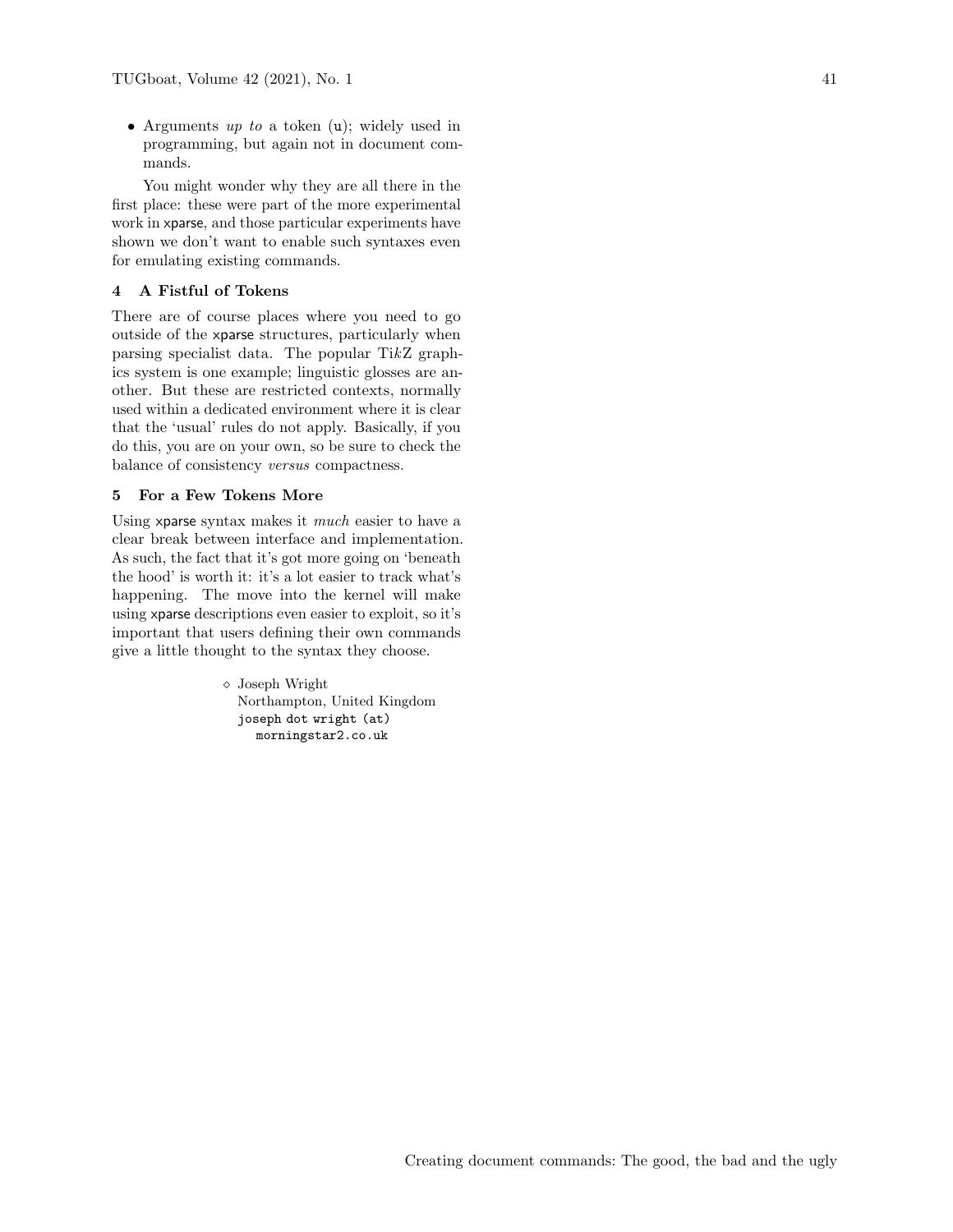- Arguments *up to* a token (u); widely used in programming, but again not in document commands.

You might wonder why they are all there in the first place: these were part of the more experimental work in xparse, and those particular experiments have shown we don't want to enable such syntaxes even for emulating existing commands.

## 4 A Fistful of Tokens

There are of course places where you need to go outside of the xparse structures, particularly when parsing specialist data. The popular TikZ graphics system is one example; linguistic glosses are another. But these are restricted contexts, normally used within a dedicated environment where it is clear that the 'usual' rules do not apply. Basically, if you do this, you are on your own, so be sure to check the balance of consistency *versus* compactness.

## 5 For a Few Tokens More

Using xparse syntax makes it *much* easier to have a clear break between interface and implementation. As such, the fact that it's got more going on 'beneath the hood' is worth it: it's a lot easier to track what's happening. The move into the kernel will make using xparse descriptions even easier to exploit, so it's important that users defining their own commands give a little thought to the syntax they choose.

◇ Joseph Wright
Northampton, United Kingdom
`joseph dot wright (at) morningstar2.co.uk`